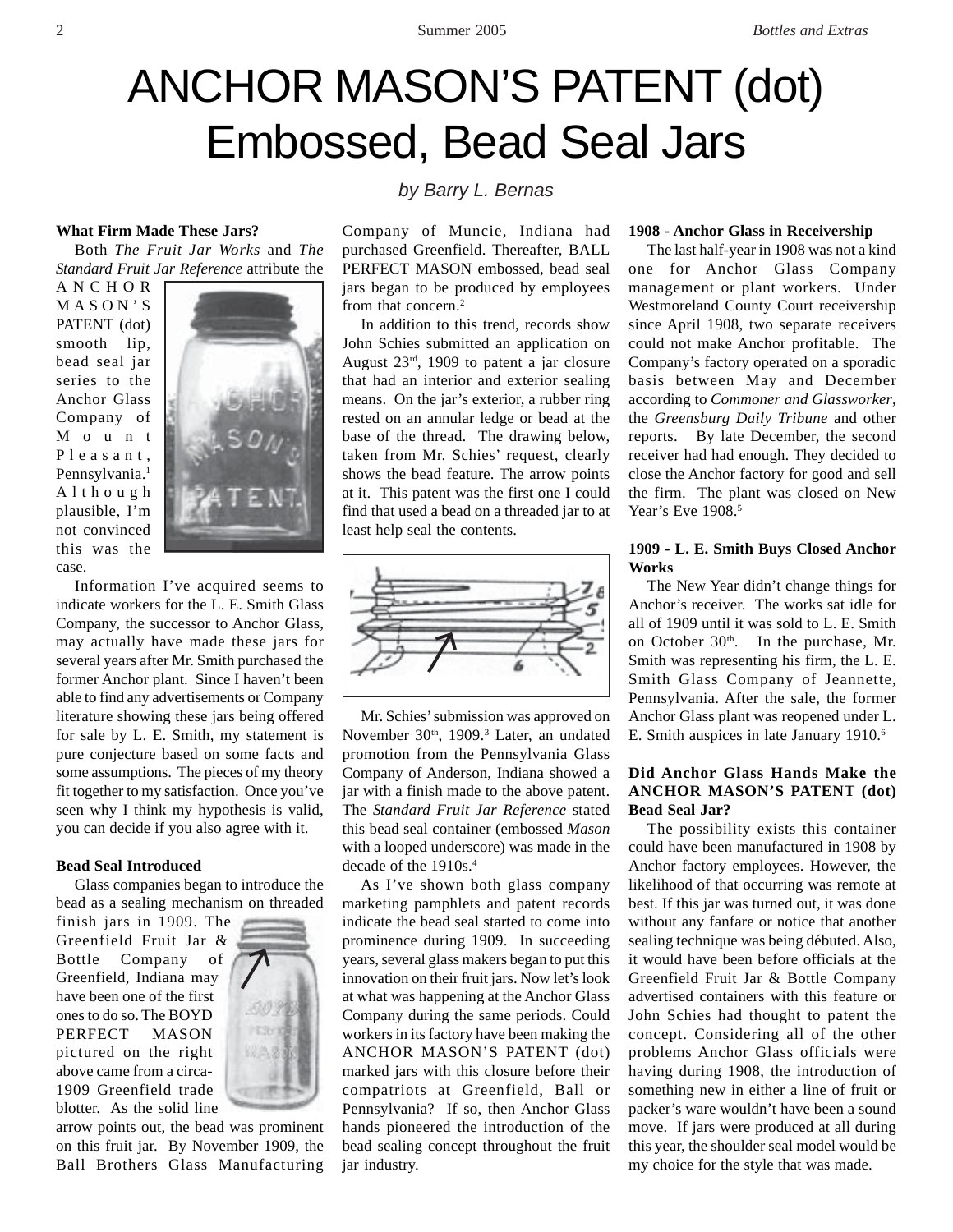# ANCHOR MASON'S PATENT (dot) Embossed, Bead Seal Jars

*by Barry L. Bernas*

**What Firm Made These Jars?**

Both *The Fruit Jar Works* and *The Standard Fruit Jar Reference* attribute the ANCHOR MASON'S PATENT (dot) smooth lip, bead seal jar series to the Anchor Glass Company of Mount Pleasant, Pennsylvania.[1] Although plausible, I'm not convinced this was the case.

Information I've acquired seems to indicate workers for the L. E. Smith Glass Company, the successor to Anchor Glass, may actually have made these jars for several years after Mr. Smith purchased the former Anchor plant. Since I haven't been able to find any advertisements or Company literature showing these jars being offered for sale by L. E. Smith, my statement is pure conjecture based on some facts and some assumptions. The pieces of my theory fit together to my satisfaction. Once you've seen why I think my hypothesis is valid, you can decide if you also agree with it.

**Bead Seal Introduced**

Glass companies began to introduce the bead as a sealing mechanism on threaded finish jars in 1909. The Greenfield Fruit Jar & Bottle Company of Greenfield, Indiana may have been one of the first ones to do so. The BOYD PERFECT MASON pictured on the right above came from a circa-1909 Greenfield trade blotter. As the solid line arrow points out, the bead was prominent on this fruit jar. By November 1909, the Ball Brothers Glass Manufacturing Company of Muncie, Indiana had purchased Greenfield. Thereafter, BALL PERFECT MASON embossed, bead seal jars began to be produced by employees from that concern.[2]

In addition to this trend, records show John Schies submitted an application on August 23rd, 1909 to patent a jar closure that had an interior and exterior sealing means. On the jar's exterior, a rubber ring rested on an annular ledge or bead at the base of the thread. The drawing below, taken from Mr. Schies' request, clearly shows the bead feature. The arrow points at it. This patent was the first one I could find that used a bead on a threaded jar to at least help seal the contents.

Mr. Schies' submission was approved on November 30th, 1909.[3] Later, an undated promotion from the Pennsylvania Glass Company of Anderson, Indiana showed a jar with a finish made to the above patent. The *Standard Fruit Jar Reference* stated this bead seal container (embossed *Mason* with a looped underscore) was made in the decade of the 1910s.[4]

As I've shown both glass company marketing pamphlets and patent records indicate the bead seal started to come into prominence during 1909. In succeeding years, several glass makers began to put this innovation on their fruit jars. Now let's look at what was happening at the Anchor Glass Company during the same periods. Could workers in its factory have been making the ANCHOR MASON'S PATENT (dot) marked jars with this closure before their compatriots at Greenfield, Ball or Pennsylvania? If so, then Anchor Glass hands pioneered the introduction of the bead sealing concept throughout the fruit jar industry.

**1908 - Anchor Glass in Receivership**

The last half-year in 1908 was not a kind one for Anchor Glass Company management or plant workers. Under Westmoreland County Court receivership since April 1908, two separate receivers could not make Anchor profitable. The Company's factory operated on a sporadic basis between May and December according to *Commoner and Glassworker*, the *Greensburg Daily Tribune* and other reports. By late December, the second receiver had had enough. They decided to close the Anchor factory for good and sell the firm. The plant was closed on New Year's Eve 1908.[5]

**1909 - L. E. Smith Buys Closed Anchor Works**

The New Year didn't change things for Anchor's receiver. The works sat idle for all of 1909 until it was sold to L. E. Smith on October 30th. In the purchase, Mr. Smith was representing his firm, the L. E. Smith Glass Company of Jeannette, Pennsylvania. After the sale, the former Anchor Glass plant was reopened under L. E. Smith auspices in late January 1910.[6]

**Did Anchor Glass Hands Make the ANCHOR MASON'S PATENT (dot) Bead Seal Jar?**

The possibility exists this container could have been manufactured in 1908 by Anchor factory employees. However, the likelihood of that occurring was remote at best. If this jar was turned out, it was done without any fanfare or notice that another sealing technique was being débuted. Also, it would have been before officials at the Greenfield Fruit Jar & Bottle Company advertised containers with this feature or John Schies had thought to patent the concept. Considering all of the other problems Anchor Glass officials were having during 1908, the introduction of something new in either a line of fruit or packer's ware wouldn't have been a sound move. If jars were produced at all during this year, the shoulder seal model would be my choice for the style that was made.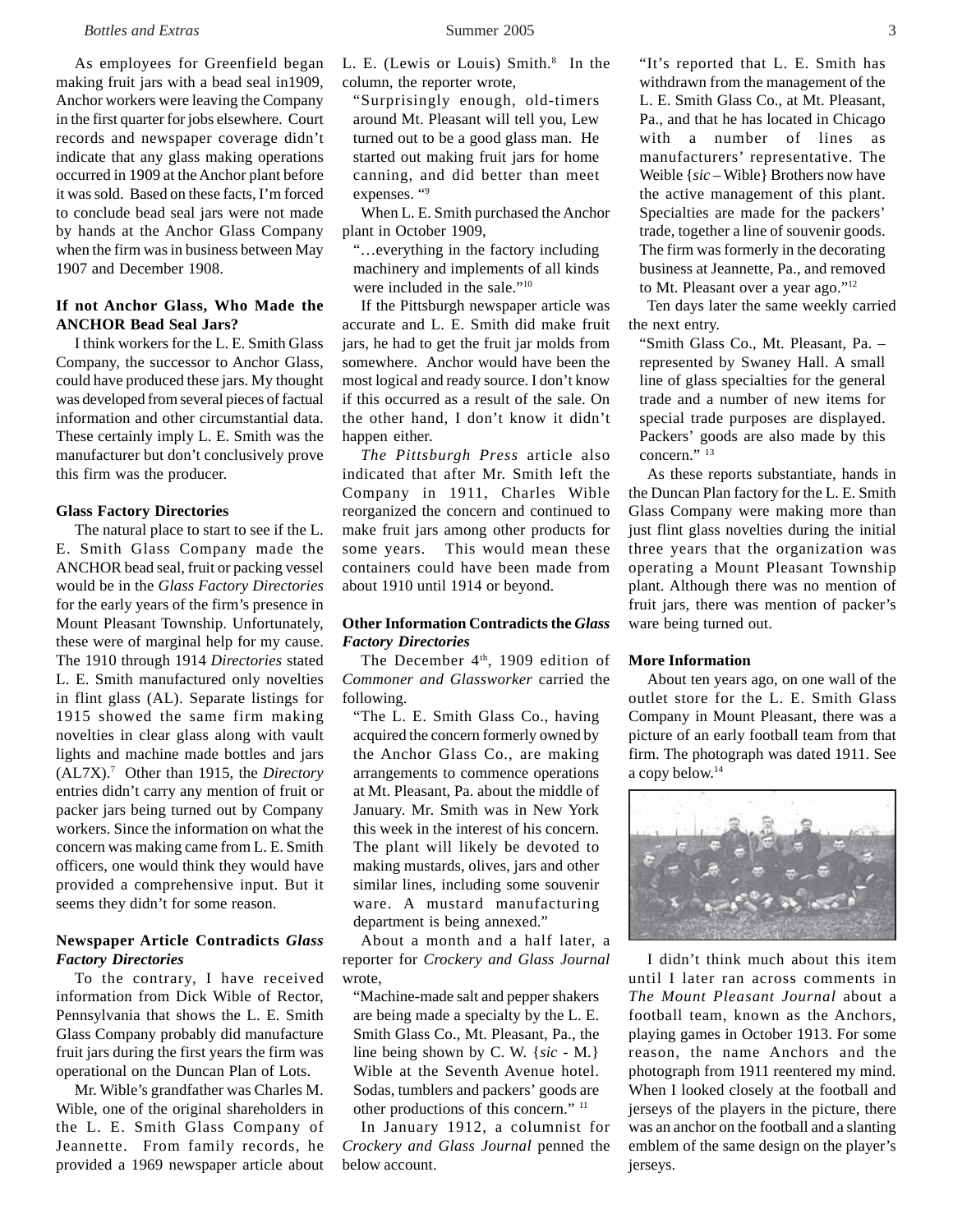As employees for Greenfield began making fruit jars with a bead seal in1909, Anchor workers were leaving the Company in the first quarter for jobs elsewhere. Court records and newspaper coverage didn't indicate that any glass making operations occurred in 1909 at the Anchor plant before it was sold. Based on these facts, I'm forced to conclude bead seal jars were not made by hands at the Anchor Glass Company when the firm was in business between May 1907 and December 1908.

**If not Anchor Glass, Who Made the ANCHOR Bead Seal Jars?**

I think workers for the L. E. Smith Glass Company, the successor to Anchor Glass, could have produced these jars. My thought was developed from several pieces of factual information and other circumstantial data. These certainly imply L. E. Smith was the manufacturer but don't conclusively prove this firm was the producer.

**Glass Factory Directories**

The natural place to start to see if the L. E. Smith Glass Company made the ANCHOR bead seal, fruit or packing vessel would be in the *Glass Factory Directories* for the early years of the firm's presence in Mount Pleasant Township. Unfortunately, these were of marginal help for my cause. The 1910 through 1914 *Directories* stated L. E. Smith manufactured only novelties in flint glass (AL). Separate listings for 1915 showed the same firm making novelties in clear glass along with vault lights and machine made bottles and jars (AL7X).[7] Other than 1915, the *Directory* entries didn't carry any mention of fruit or packer jars being turned out by Company workers. Since the information on what the concern was making came from L. E. Smith officers, one would think they would have provided a comprehensive input. But it seems they didn't for some reason.

**Newspaper Article Contradicts *Glass Factory Directories***

To the contrary, I have received information from Dick Wible of Rector, Pennsylvania that shows the L. E. Smith Glass Company probably did manufacture fruit jars during the first years the firm was operational on the Duncan Plan of Lots.

Mr. Wible's grandfather was Charles M. Wible, one of the original shareholders in the L. E. Smith Glass Company of Jeannette. From family records, he provided a 1969 newspaper article about L. E. (Lewis or Louis) Smith.[8] In the column, the reporter wrote,

> "Surprisingly enough, old-timers around Mt. Pleasant will tell you, Lew turned out to be a good glass man. He started out making fruit jars for home canning, and did better than meet expenses. "[9]

When L. E. Smith purchased the Anchor plant in October 1909,

> "…everything in the factory including machinery and implements of all kinds were included in the sale."[10]

If the Pittsburgh newspaper article was accurate and L. E. Smith did make fruit jars, he had to get the fruit jar molds from somewhere. Anchor would have been the most logical and ready source. I don't know if this occurred as a result of the sale. On the other hand, I don't know it didn't happen either.

*The Pittsburgh Press* article also indicated that after Mr. Smith left the Company in 1911, Charles Wible reorganized the concern and continued to make fruit jars among other products for some years. This would mean these containers could have been made from about 1910 until 1914 or beyond.

**Other Information Contradicts the *Glass Factory Directories***

The December 4th, 1909 edition of *Commoner and Glassworker* carried the following.

> "The L. E. Smith Glass Co., having acquired the concern formerly owned by the Anchor Glass Co., are making arrangements to commence operations at Mt. Pleasant, Pa. about the middle of January. Mr. Smith was in New York this week in the interest of his concern. The plant will likely be devoted to making mustards, olives, jars and other similar lines, including some souvenir ware. A mustard manufacturing department is being annexed."

About a month and a half later, a reporter for *Crockery and Glass Journal* wrote,

> "Machine-made salt and pepper shakers are being made a specialty by the L. E. Smith Glass Co., Mt. Pleasant, Pa., the line being shown by C. W. {*sic* - M.} Wible at the Seventh Avenue hotel. Sodas, tumblers and packers' goods are other productions of this concern." [11]

In January 1912, a columnist for *Crockery and Glass Journal* penned the below account.

> "It's reported that L. E. Smith has withdrawn from the management of the L. E. Smith Glass Co., at Mt. Pleasant, Pa., and that he has located in Chicago with a number of lines as manufacturers' representative. The Weible {*sic* – Wible} Brothers now have the active management of this plant. Specialties are made for the packers' trade, together a line of souvenir goods. The firm was formerly in the decorating business at Jeannette, Pa., and removed to Mt. Pleasant over a year ago."[12]

Ten days later the same weekly carried the next entry.

> "Smith Glass Co., Mt. Pleasant, Pa. – represented by Swaney Hall. A small line of glass specialties for the general trade and a number of new items for special trade purposes are displayed. Packers' goods are also made by this concern." [13]

As these reports substantiate, hands in the Duncan Plan factory for the L. E. Smith Glass Company were making more than just flint glass novelties during the initial three years that the organization was operating a Mount Pleasant Township plant. Although there was no mention of fruit jars, there was mention of packer's ware being turned out.

**More Information**

About ten years ago, on one wall of the outlet store for the L. E. Smith Glass Company in Mount Pleasant, there was a picture of an early football team from that firm. The photograph was dated 1911. See a copy below.[14]

I didn't think much about this item until I later ran across comments in *The Mount Pleasant Journal* about a football team, known as the Anchors, playing games in October 1913. For some reason, the name Anchors and the photograph from 1911 reentered my mind. When I looked closely at the football and jerseys of the players in the picture, there was an anchor on the football and a slanting emblem of the same design on the player's jerseys.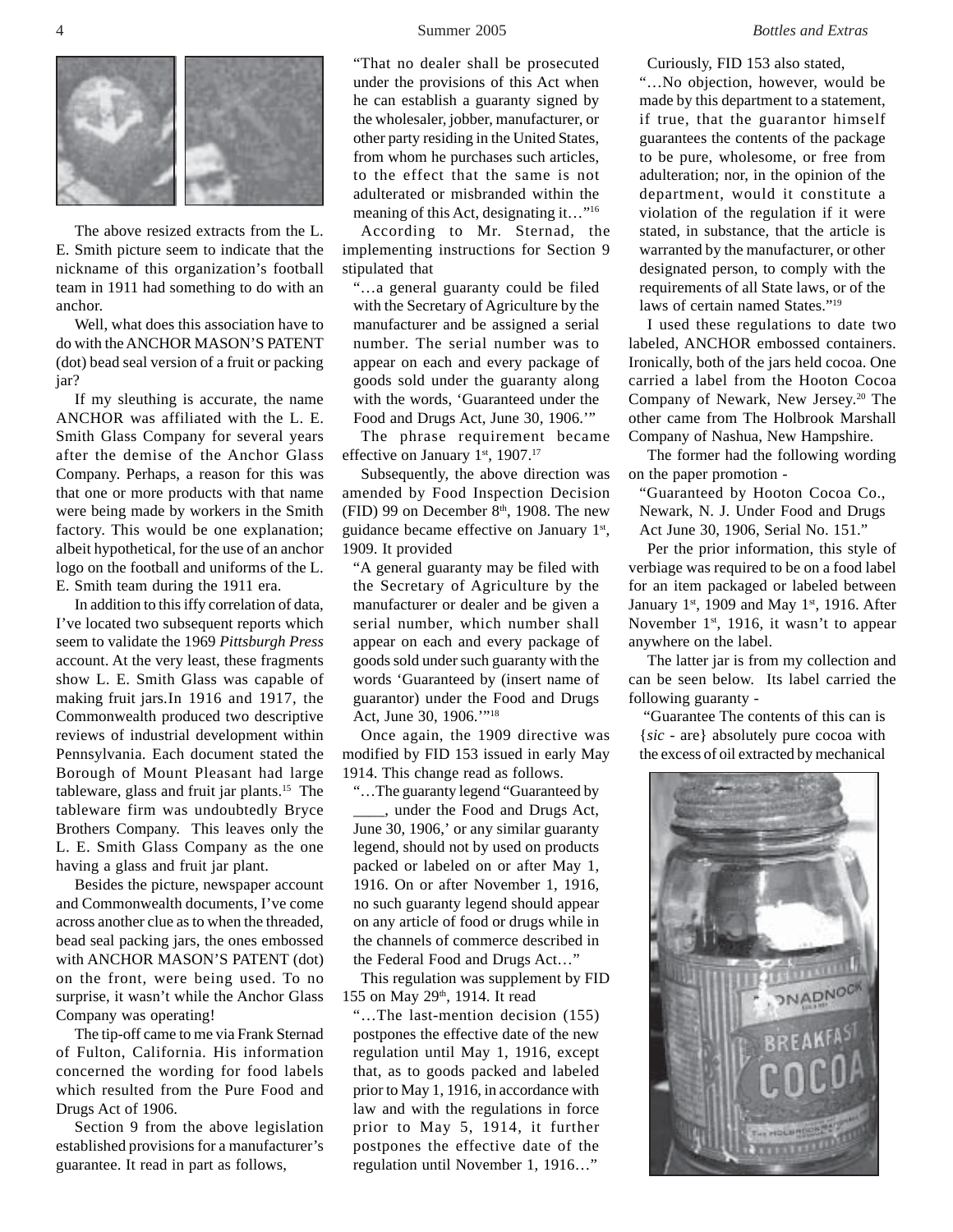The above resized extracts from the L. E. Smith picture seem to indicate that the nickname of this organization's football team in 1911 had something to do with an anchor.

Well, what does this association have to do with the ANCHOR MASON'S PATENT (dot) bead seal version of a fruit or packing jar?

If my sleuthing is accurate, the name ANCHOR was affiliated with the L. E. Smith Glass Company for several years after the demise of the Anchor Glass Company. Perhaps, a reason for this was that one or more products with that name were being made by workers in the Smith factory. This would be one explanation; albeit hypothetical, for the use of an anchor logo on the football and uniforms of the L. E. Smith team during the 1911 era.

In addition to this iffy correlation of data, I've located two subsequent reports which seem to validate the 1969 *Pittsburgh Press* account. At the very least, these fragments show L. E. Smith Glass was capable of making fruit jars.In 1916 and 1917, the Commonwealth produced two descriptive reviews of industrial development within Pennsylvania. Each document stated the Borough of Mount Pleasant had large tableware, glass and fruit jar plants.[15] The tableware firm was undoubtedly Bryce Brothers Company. This leaves only the L. E. Smith Glass Company as the one having a glass and fruit jar plant.

Besides the picture, newspaper account and Commonwealth documents, I've come across another clue as to when the threaded, bead seal packing jars, the ones embossed with ANCHOR MASON'S PATENT (dot) on the front, were being used. To no surprise, it wasn't while the Anchor Glass Company was operating!

The tip-off came to me via Frank Sternad of Fulton, California. His information concerned the wording for food labels which resulted from the Pure Food and Drugs Act of 1906.

Section 9 from the above legislation established provisions for a manufacturer's guarantee. It read in part as follows,

> "That no dealer shall be prosecuted under the provisions of this Act when he can establish a guaranty signed by the wholesaler, jobber, manufacturer, or other party residing in the United States, from whom he purchases such articles, to the effect that the same is not adulterated or misbranded within the meaning of this Act, designating it…"[16]

According to Mr. Sternad, the implementing instructions for Section 9 stipulated that

> "…a general guaranty could be filed with the Secretary of Agriculture by the manufacturer and be assigned a serial number. The serial number was to appear on each and every package of goods sold under the guaranty along with the words, 'Guaranteed under the Food and Drugs Act, June 30, 1906.'"

The phrase requirement became effective on January 1st, 1907.[17]

Subsequently, the above direction was amended by Food Inspection Decision (FID) 99 on December 8th, 1908. The new guidance became effective on January 1st, 1909. It provided

> "A general guaranty may be filed with the Secretary of Agriculture by the manufacturer or dealer and be given a serial number, which number shall appear on each and every package of goods sold under such guaranty with the words 'Guaranteed by (insert name of guarantor) under the Food and Drugs Act, June 30, 1906.'"[18]

Once again, the 1909 directive was modified by FID 153 issued in early May 1914. This change read as follows.

> "…The guaranty legend "Guaranteed by ____, under the Food and Drugs Act, June 30, 1906,' or any similar guaranty legend, should not by used on products packed or labeled on or after May 1, 1916. On or after November 1, 1916, no such guaranty legend should appear on any article of food or drugs while in the channels of commerce described in the Federal Food and Drugs Act…"

This regulation was supplement by FID 155 on May 29th, 1914. It read

> "…The last-mention decision (155) postpones the effective date of the new regulation until May 1, 1916, except that, as to goods packed and labeled prior to May 1, 1916, in accordance with law and with the regulations in force prior to May 5, 1914, it further postpones the effective date of the regulation until November 1, 1916…"

Curiously, FID 153 also stated,

> "…No objection, however, would be made by this department to a statement, if true, that the guarantor himself guarantees the contents of the package to be pure, wholesome, or free from adulteration; nor, in the opinion of the department, would it constitute a violation of the regulation if it were stated, in substance, that the article is warranted by the manufacturer, or other designated person, to comply with the requirements of all State laws, or of the laws of certain named States."[19]

I used these regulations to date two labeled, ANCHOR embossed containers. Ironically, both of the jars held cocoa. One carried a label from the Hooton Cocoa Company of Newark, New Jersey.[20] The other came from The Holbrook Marshall Company of Nashua, New Hampshire.

The former had the following wording on the paper promotion -

> "Guaranteed by Hooton Cocoa Co., Newark, N. J. Under Food and Drugs Act June 30, 1906, Serial No. 151."

Per the prior information, this style of verbiage was required to be on a food label for an item packaged or labeled between January 1st, 1909 and May 1st, 1916. After November 1st, 1916, it wasn't to appear anywhere on the label.

The latter jar is from my collection and can be seen below. Its label carried the following guaranty -

> "Guarantee The contents of this can is {*sic* - are} absolutely pure cocoa with the excess of oil extracted by mechanical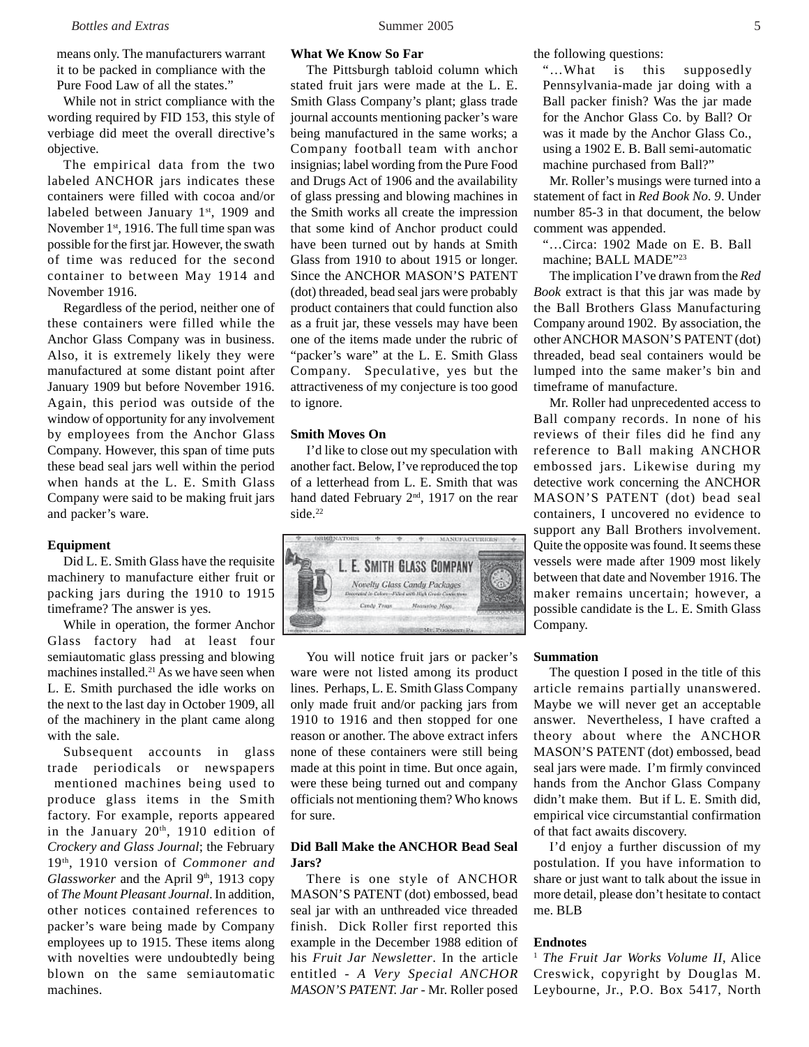means only. The manufacturers warrant it to be packed in compliance with the Pure Food Law of all the states."

While not in strict compliance with the wording required by FID 153, this style of verbiage did meet the overall directive's objective.

The empirical data from the two labeled ANCHOR jars indicates these containers were filled with cocoa and/or labeled between January 1st, 1909 and November 1st, 1916. The full time span was possible for the first jar. However, the swath of time was reduced for the second container to between May 1914 and November 1916.

Regardless of the period, neither one of these containers were filled while the Anchor Glass Company was in business. Also, it is extremely likely they were manufactured at some distant point after January 1909 but before November 1916. Again, this period was outside of the window of opportunity for any involvement by employees from the Anchor Glass Company. However, this span of time puts these bead seal jars well within the period when hands at the L. E. Smith Glass Company were said to be making fruit jars and packer's ware.

**Equipment**

Did L. E. Smith Glass have the requisite machinery to manufacture either fruit or packing jars during the 1910 to 1915 timeframe? The answer is yes.

While in operation, the former Anchor Glass factory had at least four semiautomatic glass pressing and blowing machines installed.[21] As we have seen when L. E. Smith purchased the idle works on the next to the last day in October 1909, all of the machinery in the plant came along with the sale.

Subsequent accounts in glass trade periodicals or newspapers mentioned machines being used to produce glass items in the Smith factory. For example, reports appeared in the January 20th, 1910 edition of *Crockery and Glass Journal*; the February 19th, 1910 version of *Commoner and Glassworker* and the April 9th, 1913 copy of *The Mount Pleasant Journal*. In addition, other notices contained references to packer's ware being made by Company employees up to 1915. These items along with novelties were undoubtedly being blown on the same semiautomatic machines.

**What We Know So Far**

The Pittsburgh tabloid column which stated fruit jars were made at the L. E. Smith Glass Company's plant; glass trade journal accounts mentioning packer's ware being manufactured in the same works; a Company football team with anchor insignias; label wording from the Pure Food and Drugs Act of 1906 and the availability of glass pressing and blowing machines in the Smith works all create the impression that some kind of Anchor product could have been turned out by hands at Smith Glass from 1910 to about 1915 or longer. Since the ANCHOR MASON'S PATENT (dot) threaded, bead seal jars were probably product containers that could function also as a fruit jar, these vessels may have been one of the items made under the rubric of "packer's ware" at the L. E. Smith Glass Company. Speculative, yes but the attractiveness of my conjecture is too good to ignore.

**Smith Moves On**

I'd like to close out my speculation with another fact. Below, I've reproduced the top of a letterhead from L. E. Smith that was hand dated February 2nd, 1917 on the rear side.[22]

ORIGINATORS — MANUFACTURERS
L. E. SMITH GLASS COMPANY
Novelty Glass Candy Packages
Decorated in Colors—Filled with High Grade Confections
Candy Trays — Measuring Mugs
Mt. Pleasant, Pa.

You will notice fruit jars or packer's ware were not listed among its product lines. Perhaps, L. E. Smith Glass Company only made fruit and/or packing jars from 1910 to 1916 and then stopped for one reason or another. The above extract infers none of these containers were still being made at this point in time. But once again, were these being turned out and company officials not mentioning them? Who knows for sure.

**Did Ball Make the ANCHOR Bead Seal Jars?**

There is one style of ANCHOR MASON'S PATENT (dot) embossed, bead seal jar with an unthreaded vice threaded finish. Dick Roller first reported this example in the December 1988 edition of his *Fruit Jar Newsletter*. In the article entitled - *A Very Special ANCHOR MASON'S PATENT. Jar* - Mr. Roller posed the following questions:

"…What is this supposedly Pennsylvania-made jar doing with a Ball packer finish? Was the jar made for the Anchor Glass Co. by Ball? Or was it made by the Anchor Glass Co., using a 1902 E. B. Ball semi-automatic machine purchased from Ball?"

Mr. Roller's musings were turned into a statement of fact in *Red Book No. 9*. Under number 85-3 in that document, the below comment was appended.

"…Circa: 1902 Made on E. B. Ball machine; BALL MADE"[23]

The implication I've drawn from the *Red Book* extract is that this jar was made by the Ball Brothers Glass Manufacturing Company around 1902. By association, the other ANCHOR MASON'S PATENT (dot) threaded, bead seal containers would be lumped into the same maker's bin and timeframe of manufacture.

Mr. Roller had unprecedented access to Ball company records. In none of his reviews of their files did he find any reference to Ball making ANCHOR embossed jars. Likewise during my detective work concerning the ANCHOR MASON'S PATENT (dot) bead seal containers, I uncovered no evidence to support any Ball Brothers involvement. Quite the opposite was found. It seems these vessels were made after 1909 most likely between that date and November 1916. The maker remains uncertain; however, a possible candidate is the L. E. Smith Glass Company.

**Summation**

The question I posed in the title of this article remains partially unanswered. Maybe we will never get an acceptable answer. Nevertheless, I have crafted a theory about where the ANCHOR MASON'S PATENT (dot) embossed, bead seal jars were made. I'm firmly convinced hands from the Anchor Glass Company didn't make them. But if L. E. Smith did, empirical vice circumstantial confirmation of that fact awaits discovery.

I'd enjoy a further discussion of my postulation. If you have information to share or just want to talk about the issue in more detail, please don't hesitate to contact me. BLB

**Endnotes**

[1] *The Fruit Jar Works Volume II*, Alice Creswick, copyright by Douglas M. Leybourne, Jr., P.O. Box 5417, North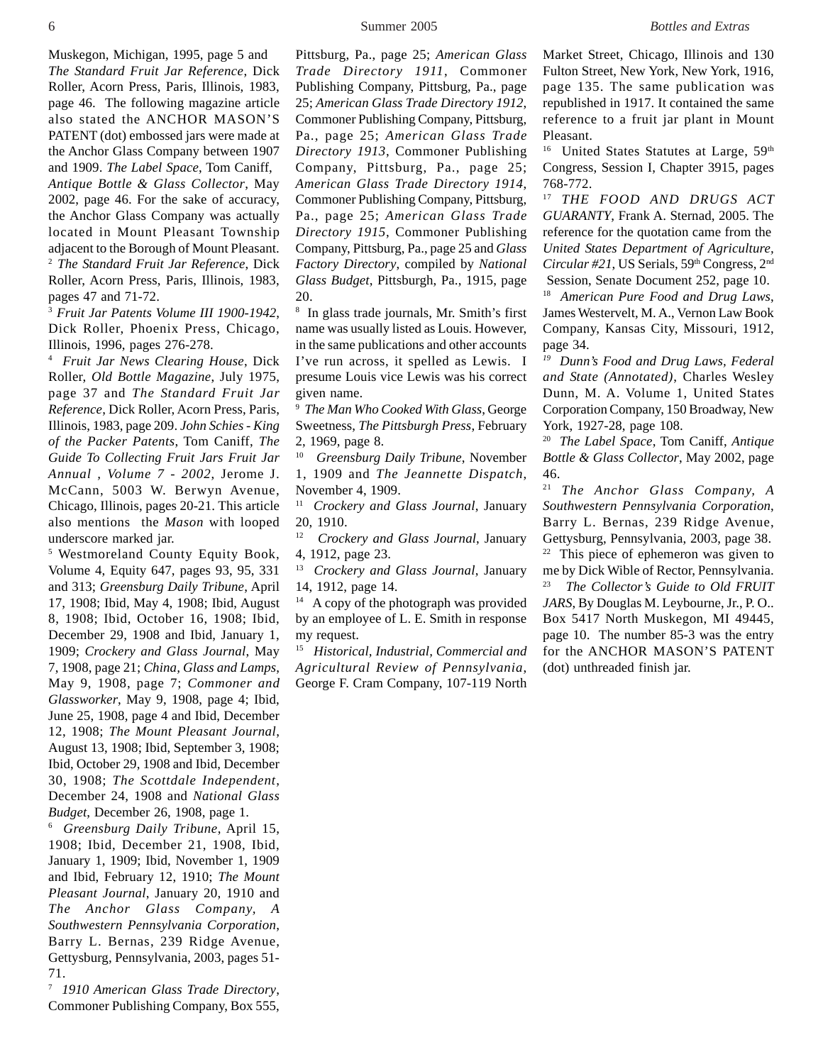Muskegon, Michigan, 1995, page 5 and *The Standard Fruit Jar Reference*, Dick Roller, Acorn Press, Paris, Illinois, 1983, page 46. The following magazine article also stated the ANCHOR MASON'S PATENT (dot) embossed jars were made at the Anchor Glass Company between 1907 and 1909. *The Label Space*, Tom Caniff, *Antique Bottle & Glass Collector*, May 2002, page 46. For the sake of accuracy, the Anchor Glass Company was actually located in Mount Pleasant Township adjacent to the Borough of Mount Pleasant.

[2] *The Standard Fruit Jar Reference*, Dick Roller, Acorn Press, Paris, Illinois, 1983, pages 47 and 71-72.

[3] *Fruit Jar Patents Volume III 1900-1942*, Dick Roller, Phoenix Press, Chicago, Illinois, 1996, pages 276-278.

[4] *Fruit Jar News Clearing House*, Dick Roller, *Old Bottle Magazine*, July 1975, page 37 and *The Standard Fruit Jar Reference*, Dick Roller, Acorn Press, Paris, Illinois, 1983, page 209. *John Schies - King of the Packer Patents*, Tom Caniff, *The Guide To Collecting Fruit Jars Fruit Jar Annual , Volume 7 - 2002*, Jerome J. McCann, 5003 W. Berwyn Avenue, Chicago, Illinois, pages 20-21. This article also mentions the *Mason* with looped underscore marked jar.

[5] Westmoreland County Equity Book, Volume 4, Equity 647, pages 93, 95, 331 and 313; *Greensburg Daily Tribune*, April 17, 1908; Ibid, May 4, 1908; Ibid, August 8, 1908; Ibid, October 16, 1908; Ibid, December 29, 1908 and Ibid, January 1, 1909; *Crockery and Glass Journal*, May 7, 1908, page 21; *China, Glass and Lamps*, May 9, 1908, page 7; *Commoner and Glassworker*, May 9, 1908, page 4; Ibid, June 25, 1908, page 4 and Ibid, December 12, 1908; *The Mount Pleasant Journal*, August 13, 1908; Ibid, September 3, 1908; Ibid, October 29, 1908 and Ibid, December 30, 1908; *The Scottdale Independent*, December 24, 1908 and *National Glass Budget*, December 26, 1908, page 1.

[6] *Greensburg Daily Tribune*, April 15, 1908; Ibid, December 21, 1908, Ibid, January 1, 1909; Ibid, November 1, 1909 and Ibid, February 12, 1910; *The Mount Pleasant Journal*, January 20, 1910 and *The Anchor Glass Company, A Southwestern Pennsylvania Corporation*, Barry L. Bernas, 239 Ridge Avenue, Gettysburg, Pennsylvania, 2003, pages 51-71.

[7] *1910 American Glass Trade Directory*, Commoner Publishing Company, Box 555, Pittsburg, Pa., page 25; *American Glass Trade Directory 1911*, Commoner Publishing Company, Pittsburg, Pa., page 25; *American Glass Trade Directory 1912*, Commoner Publishing Company, Pittsburg, Pa., page 25; *American Glass Trade Directory 1913*, Commoner Publishing Company, Pittsburg, Pa., page 25; *American Glass Trade Directory 1914*, Commoner Publishing Company, Pittsburg, Pa., page 25; *American Glass Trade Directory 1915*, Commoner Publishing Company, Pittsburg, Pa., page 25 and *Glass Factory Directory*, compiled by *National Glass Budget*, Pittsburgh, Pa., 1915, page 20.

[8] In glass trade journals, Mr. Smith's first name was usually listed as Louis. However, in the same publications and other accounts I've run across, it spelled as Lewis. I presume Louis vice Lewis was his correct given name.

[9] *The Man Who Cooked With Glass*, George Sweetness, *The Pittsburgh Press*, February 2, 1969, page 8.

[10] *Greensburg Daily Tribune*, November 1, 1909 and *The Jeannette Dispatch*, November 4, 1909.

[11] *Crockery and Glass Journal*, January 20, 1910.

[12] *Crockery and Glass Journal*, January 4, 1912, page 23.

[13] *Crockery and Glass Journal*, January 14, 1912, page 14.

[14] A copy of the photograph was provided by an employee of L. E. Smith in response my request.

[15] *Historical, Industrial, Commercial and Agricultural Review of Pennsylvania*, George F. Cram Company, 107-119 North Market Street, Chicago, Illinois and 130 Fulton Street, New York, New York, 1916, page 135. The same publication was republished in 1917. It contained the same reference to a fruit jar plant in Mount Pleasant.

[16] United States Statutes at Large, 59th Congress, Session I, Chapter 3915, pages 768-772.

[17] *THE FOOD AND DRUGS ACT GUARANTY*, Frank A. Sternad, 2005. The reference for the quotation came from the *United States Department of Agriculture, Circular #21*, US Serials, 59th Congress, 2nd Session, Senate Document 252, page 10.

[18] *American Pure Food and Drug Laws*, James Westervelt, M. A., Vernon Law Book Company, Kansas City, Missouri, 1912, page 34.

[19] *Dunn's Food and Drug Laws, Federal and State (Annotated)*, Charles Wesley Dunn, M. A. Volume 1, United States Corporation Company, 150 Broadway, New York, 1927-28, page 108.

[20] *The Label Space*, Tom Caniff, *Antique Bottle & Glass Collector*, May 2002, page 46.

[21] *The Anchor Glass Company, A Southwestern Pennsylvania Corporation*, Barry L. Bernas, 239 Ridge Avenue, Gettysburg, Pennsylvania, 2003, page 38.

[22] This piece of ephemeron was given to me by Dick Wible of Rector, Pennsylvania.

[23] *The Collector's Guide to Old FRUIT JARS*, By Douglas M. Leybourne, Jr., P. O.. Box 5417 North Muskegon, MI 49445, page 10. The number 85-3 was the entry for the ANCHOR MASON'S PATENT (dot) unthreaded finish jar.